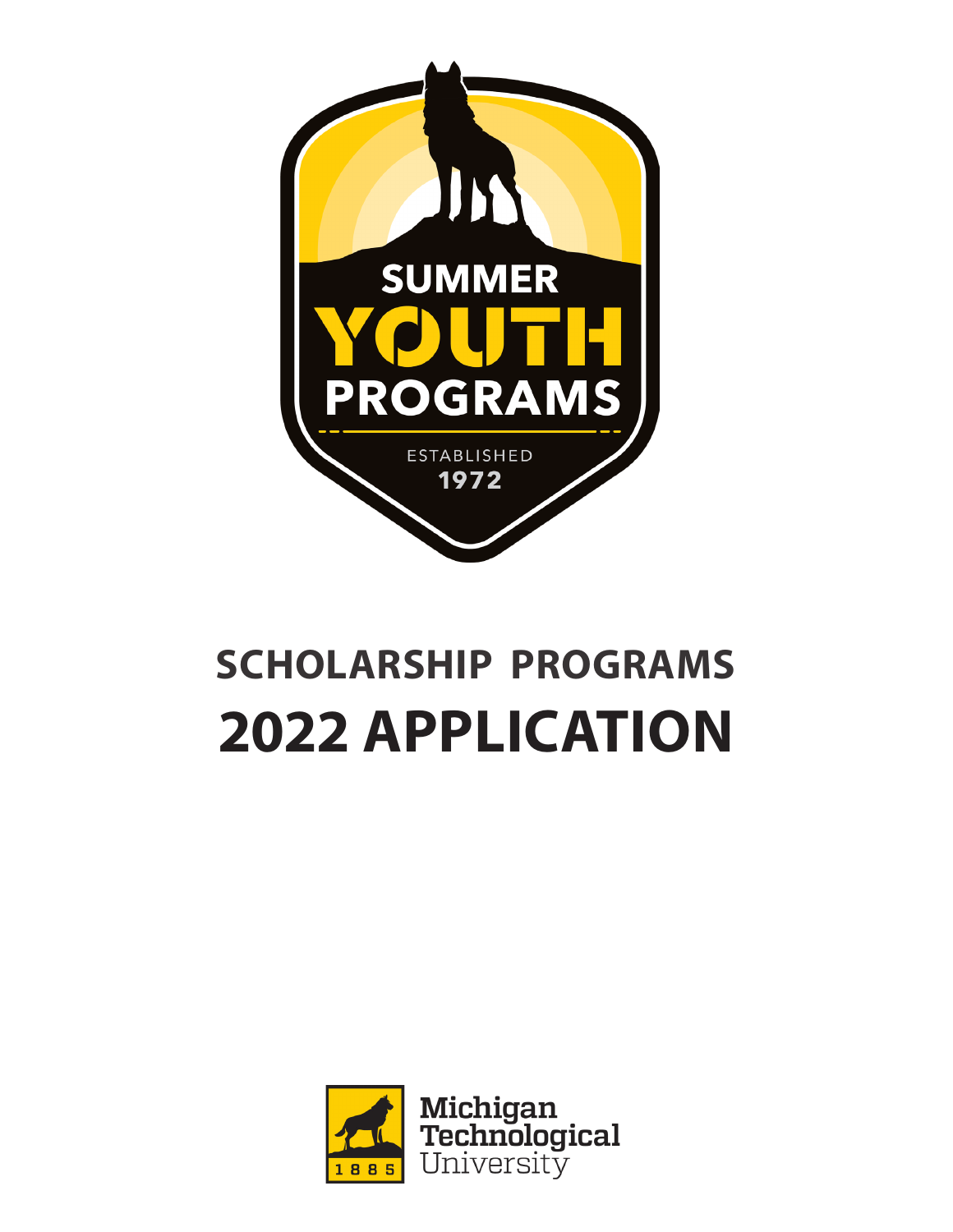SUMMER YOUTH PROGRAMS

ESTABLISHED 1972

# SCHOLARSHIP PROGRAMS
# 2022 APPLICATION

1885

Michigan Technological University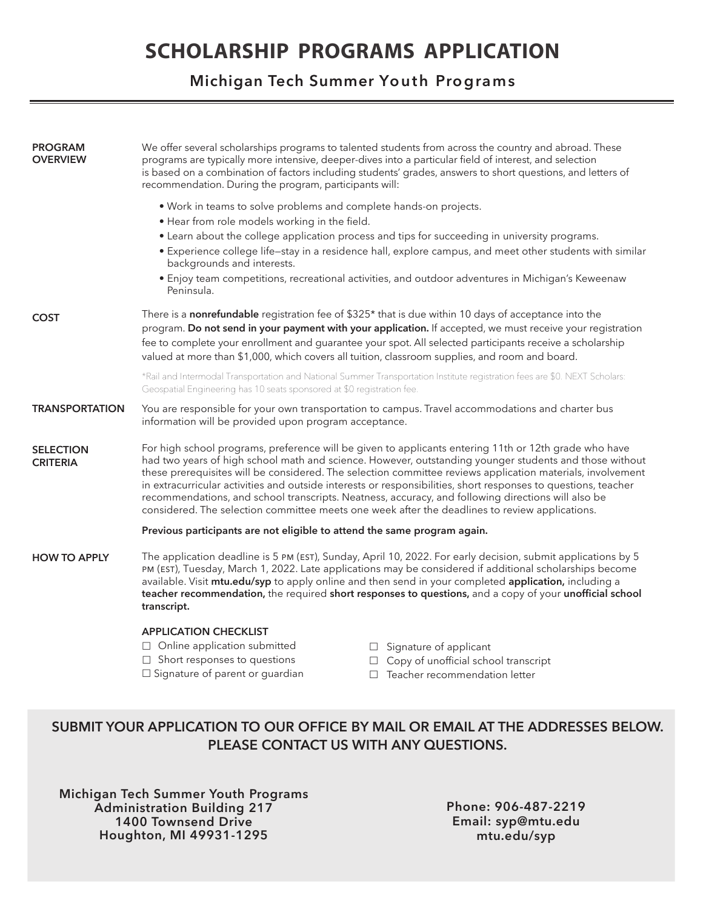# SCHOLARSHIP PROGRAMS APPLICATION

## Michigan Tech Summer Youth Programs

**PROGRAM OVERVIEW**

We offer several scholarships programs to talented students from across the country and abroad. These programs are typically more intensive, deeper-dives into a particular field of interest, and selection is based on a combination of factors including students' grades, answers to short questions, and letters of recommendation. During the program, participants will:

- Work in teams to solve problems and complete hands-on projects.
- Hear from role models working in the field.
- Learn about the college application process and tips for succeeding in university programs.
- Experience college life—stay in a residence hall, explore campus, and meet other students with similar backgrounds and interests.
- Enjoy team competitions, recreational activities, and outdoor adventures in Michigan's Keweenaw Peninsula.

**COST**

There is a **nonrefundable** registration fee of $325* that is due within 10 days of acceptance into the program. **Do not send in your payment with your application.** If accepted, we must receive your registration fee to complete your enrollment and guarantee your spot. All selected participants receive a scholarship valued at more than $1,000, which covers all tuition, classroom supplies, and room and board.

*Rail and Intermodal Transportation and National Summer Transportation Institute registration fees are $0. NEXT Scholars: Geospatial Engineering has 10 seats sponsored at $0 registration fee.

**TRANSPORTATION**

You are responsible for your own transportation to campus. Travel accommodations and charter bus information will be provided upon program acceptance.

**SELECTION CRITERIA**

For high school programs, preference will be given to applicants entering 11th or 12th grade who have had two years of high school math and science. However, outstanding younger students and those without these prerequisites will be considered. The selection committee reviews application materials, involvement in extracurricular activities and outside interests or responsibilities, short responses to questions, teacher recommendations, and school transcripts. Neatness, accuracy, and following directions will also be considered. The selection committee meets one week after the deadlines to review applications.

**Previous participants are not eligible to attend the same program again.**

**HOW TO APPLY**

The application deadline is 5 PM (EST), Sunday, April 10, 2022. For early decision, submit applications by 5 PM (EST), Tuesday, March 1, 2022. Late applications may be considered if additional scholarships become available. Visit **mtu.edu/syp** to apply online and then send in your completed **application,** including a **teacher recommendation,** the required **short responses to questions,** and a copy of your **unofficial school transcript.**

**APPLICATION CHECKLIST**

- ☐ Online application submitted
- ☐ Short responses to questions
- ☐ Signature of parent or guardian
- ☐ Signature of applicant
- ☐ Copy of unofficial school transcript
- ☐ Teacher recommendation letter

**SUBMIT YOUR APPLICATION TO OUR OFFICE BY MAIL OR EMAIL AT THE ADDRESSES BELOW. PLEASE CONTACT US WITH ANY QUESTIONS.**

**Michigan Tech Summer Youth Programs**
**Administration Building 217**
**1400 Townsend Drive**
**Houghton, MI 49931-1295**

**Phone: 906-487-2219**
**Email: syp@mtu.edu**
**mtu.edu/syp**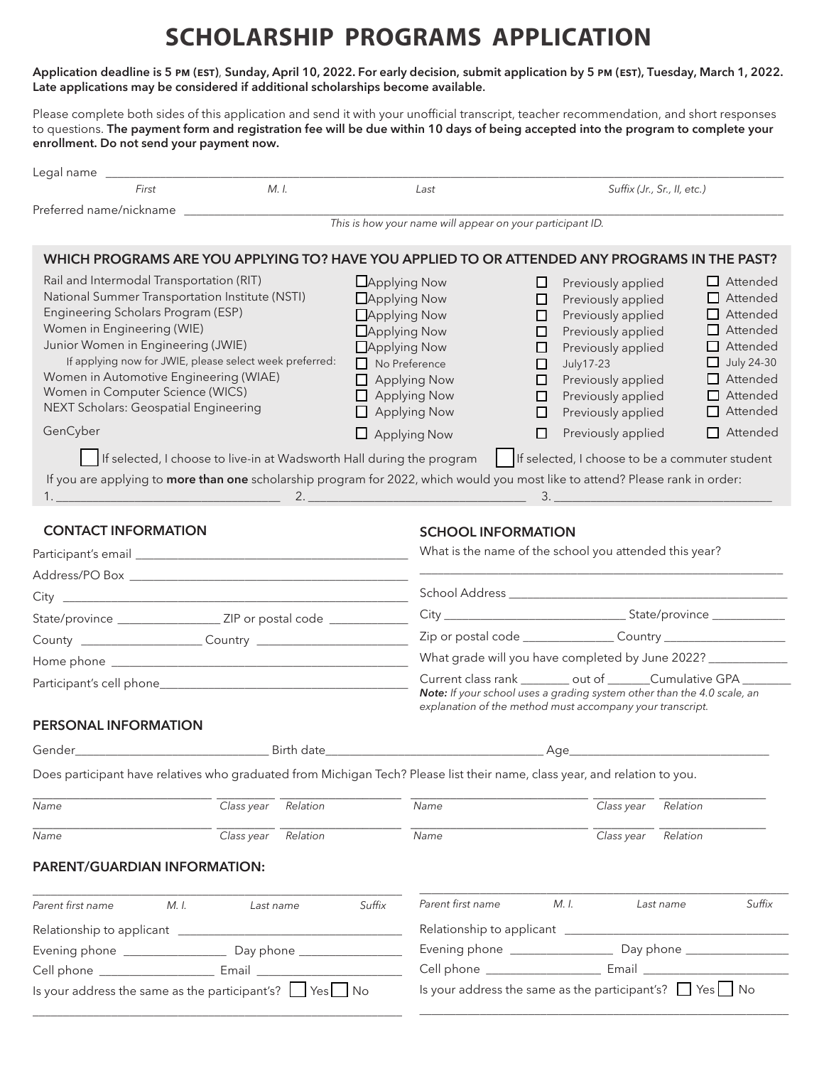# SCHOLARSHIP PROGRAMS APPLICATION

**Application deadline is 5 PM (EST), Sunday, April 10, 2022. For early decision, submit application by 5 PM (EST), Tuesday, March 1, 2022. Late applications may be considered if additional scholarships become available.**

Please complete both sides of this application and send it with your unofficial transcript, teacher recommendation, and short responses to questions. **The payment form and registration fee will be due within 10 days of being accepted into the program to complete your enrollment. Do not send your payment now.**

Legal name ______________________________________________

*First* *M. I.* *Last* *Suffix (Jr., Sr., II, etc.)*

Preferred name/nickname ______________________________________________

*This is how your name will appear on your participant ID.*

## WHICH PROGRAMS ARE YOU APPLYING TO? HAVE YOU APPLIED TO OR ATTENDED ANY PROGRAMS IN THE PAST?

| Program | | | |
|---|---|---|---|
| Rail and Intermodal Transportation (RIT) | ☐ Applying Now | ☐ Previously applied | ☐ Attended |
| National Summer Transportation Institute (NSTI) | ☐ Applying Now | ☐ Previously applied | ☐ Attended |
| Engineering Scholars Program (ESP) | ☐ Applying Now | ☐ Previously applied | ☐ Attended |
| Women in Engineering (WIE) | ☐ Applying Now | ☐ Previously applied | ☐ Attended |
| Junior Women in Engineering (JWIE) | ☐ Applying Now | ☐ Previously applied | ☐ Attended |
| If applying now for JWIE, please select week preferred: | ☐ No Preference | ☐ July17-23 | ☐ July 24-30 |
| Women in Automotive Engineering (WIAE) | ☐ Applying Now | ☐ Previously applied | ☐ Attended |
| Women in Computer Science (WICS) | ☐ Applying Now | ☐ Previously applied | ☐ Attended |
| NEXT Scholars: Geospatial Engineering | ☐ Applying Now | ☐ Previously applied | ☐ Attended |
| GenCyber | ☐ Applying Now | ☐ Previously applied | ☐ Attended |

☐ If selected, I choose to live-in at Wadsworth Hall during the program ☐ If selected, I choose to be a commuter student

If you are applying to **more than one** scholarship program for 2022, which would you most like to attend? Please rank in order:

1. ____________________ 2. ____________________ 3. ____________________

## CONTACT INFORMATION

Participant's email ______________________________

Address/PO Box ______________________________

City ______________________________

State/province ______________ ZIP or postal code ______________

County ______________ Country ______________

Home phone ______________________________

Participant's cell phone ______________________________

## SCHOOL INFORMATION

What is the name of the school you attended this year?

______________________________

School Address ______________________________

City ______________ State/province ______________

Zip or postal code ______________ Country ______________

What grade will you have completed by June 2022? ______________

Current class rank ________ out of _______ Cumulative GPA ________

***Note:*** *If your school uses a grading system other than the 4.0 scale, an explanation of the method must accompany your transcript.*

## PERSONAL INFORMATION

Gender______________ Birth date______________ Age______________

Does participant have relatives who graduated from Michigan Tech? Please list their name, class year, and relation to you.

| *Name* | *Class year* | *Relation* | *Name* | *Class year* | *Relation* |
|---|---|---|---|---|---|
| | | | | | |
| | | | | | |

## PARENT/GUARDIAN INFORMATION:

______________________________

*Parent first name* *M. I.* *Last name* *Suffix*

Relationship to applicant ______________________________

Evening phone ______________ Day phone ______________

Cell phone ______________ Email ______________

Is your address the same as the participant's? ☐ Yes ☐ No

______________________________

______________________________

*Parent first name* *M. I.* *Last name* *Suffix*

Relationship to applicant ______________________________

Evening phone ______________ Day phone ______________

Cell phone ______________ Email ______________

Is your address the same as the participant's? ☐ Yes ☐ No

______________________________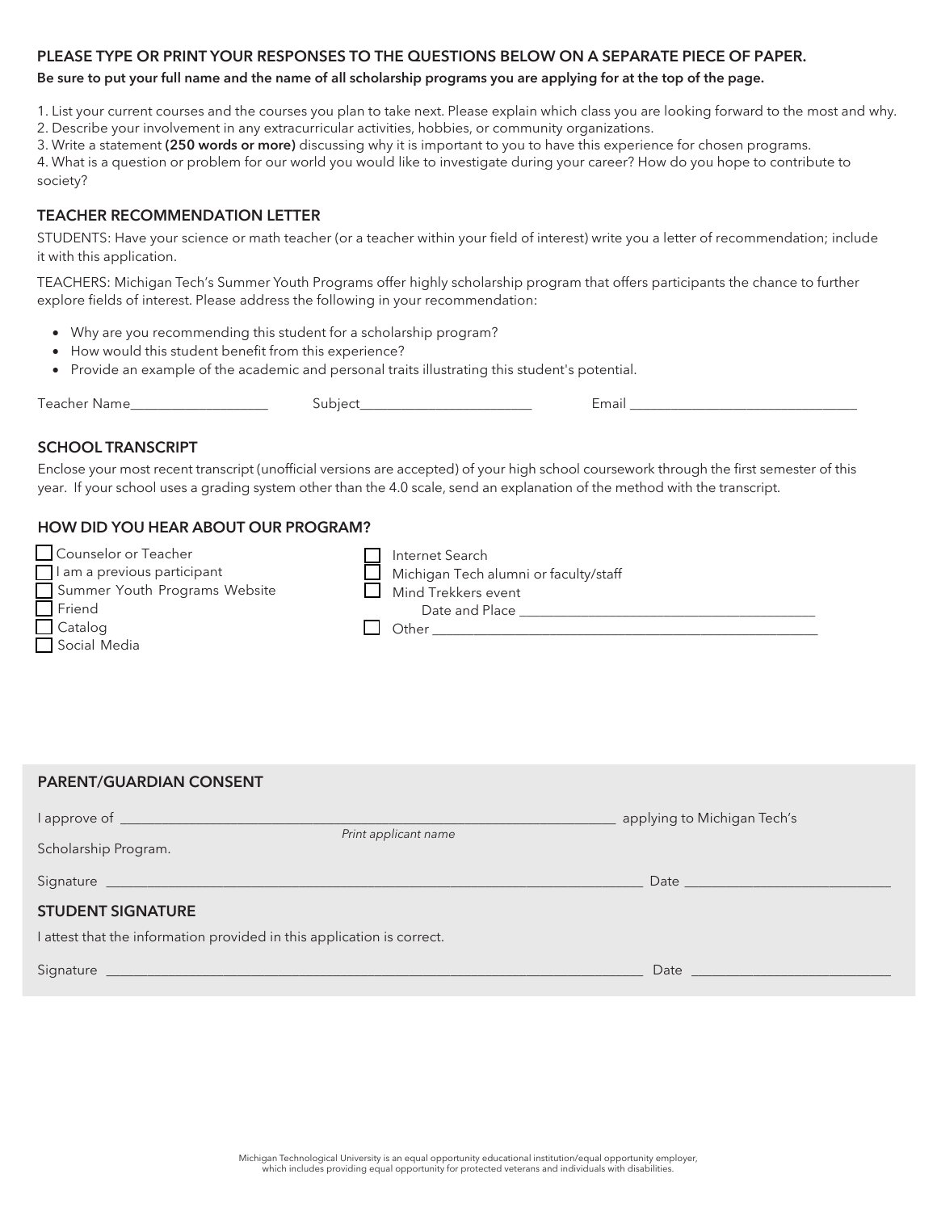## PLEASE TYPE OR PRINT YOUR RESPONSES TO THE QUESTIONS BELOW ON A SEPARATE PIECE OF PAPER.

**Be sure to put your full name and the name of all scholarship programs you are applying for at the top of the page.**

1. List your current courses and the courses you plan to take next. Please explain which class you are looking forward to the most and why.
2. Describe your involvement in any extracurricular activities, hobbies, or community organizations.
3. Write a statement **(250 words or more)** discussing why it is important to you to have this experience for chosen programs.
4. What is a question or problem for our world you would like to investigate during your career? How do you hope to contribute to society?

## TEACHER RECOMMENDATION LETTER

STUDENTS: Have your science or math teacher (or a teacher within your field of interest) write you a letter of recommendation; include it with this application.

TEACHERS: Michigan Tech's Summer Youth Programs offer highly scholarship program that offers participants the chance to further explore fields of interest. Please address the following in your recommendation:

- Why are you recommending this student for a scholarship program?
- How would this student benefit from this experience?
- Provide an example of the academic and personal traits illustrating this student's potential.

Teacher Name____________________ Subject_________________________ Email _________________________________

## SCHOOL TRANSCRIPT

Enclose your most recent transcript (unofficial versions are accepted) of your high school coursework through the first semester of this year. If your school uses a grading system other than the 4.0 scale, send an explanation of the method with the transcript.

## HOW DID YOU HEAR ABOUT OUR PROGRAM?

- ☐ Counselor or Teacher
- ☐ I am a previous participant
- ☐ Summer Youth Programs Website
- ☐ Friend
- ☐ Catalog
- ☐ Social Media
- ☐ Internet Search
- ☐ Michigan Tech alumni or faculty/staff
- ☐ Mind Trekkers event
  Date and Place ___________________________________________
- ☐ Other ________________________________________________________

## PARENT/GUARDIAN CONSENT

I approve of ________________________________________________________________________ applying to Michigan Tech's
*Print applicant name*
Scholarship Program.

Signature ______________________________________________________________________________ Date _____________________________

## STUDENT SIGNATURE

I attest that the information provided in this application is correct.

Signature ______________________________________________________________________________ Date _____________________________

Michigan Technological University is an equal opportunity educational institution/equal opportunity employer, which includes providing equal opportunity for protected veterans and individuals with disabilities.